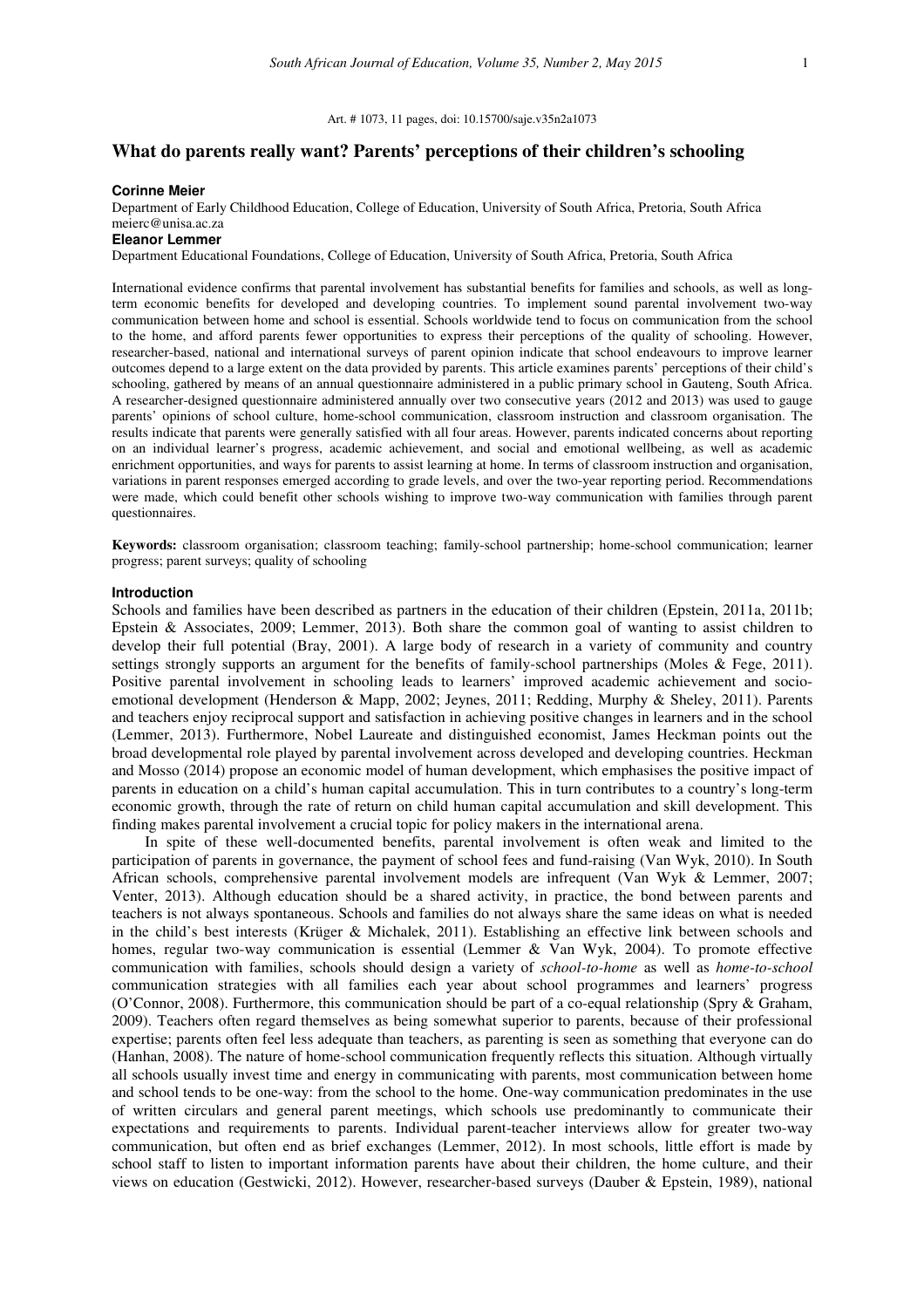Art. # 1073, 11 pages, doi: 10.15700/saje.v35n2a1073

# What do parents really want? Parents' perceptions of their children's schooling

**Corinne Meier**

Department of Early Childhood Education, College of Education, University of South Africa, Pretoria, South Africa
meierc@unisa.ac.za

**Eleanor Lemmer**

Department Educational Foundations, College of Education, University of South Africa, Pretoria, South Africa

International evidence confirms that parental involvement has substantial benefits for families and schools, as well as long-term economic benefits for developed and developing countries. To implement sound parental involvement two-way communication between home and school is essential. Schools worldwide tend to focus on communication from the school to the home, and afford parents fewer opportunities to express their perceptions of the quality of schooling. However, researcher-based, national and international surveys of parent opinion indicate that school endeavours to improve learner outcomes depend to a large extent on the data provided by parents. This article examines parents' perceptions of their child's schooling, gathered by means of an annual questionnaire administered in a public primary school in Gauteng, South Africa. A researcher-designed questionnaire administered annually over two consecutive years (2012 and 2013) was used to gauge parents' opinions of school culture, home-school communication, classroom instruction and classroom organisation. The results indicate that parents were generally satisfied with all four areas. However, parents indicated concerns about reporting on an individual learner's progress, academic achievement, and social and emotional wellbeing, as well as academic enrichment opportunities, and ways for parents to assist learning at home. In terms of classroom instruction and organisation, variations in parent responses emerged according to grade levels, and over the two-year reporting period. Recommendations were made, which could benefit other schools wishing to improve two-way communication with families through parent questionnaires.

**Keywords:** classroom organisation; classroom teaching; family-school partnership; home-school communication; learner progress; parent surveys; quality of schooling

## Introduction

Schools and families have been described as partners in the education of their children (Epstein, 2011a, 2011b; Epstein & Associates, 2009; Lemmer, 2013). Both share the common goal of wanting to assist children to develop their full potential (Bray, 2001). A large body of research in a variety of community and country settings strongly supports an argument for the benefits of family-school partnerships (Moles & Fege, 2011). Positive parental involvement in schooling leads to learners' improved academic achievement and socio-emotional development (Henderson & Mapp, 2002; Jeynes, 2011; Redding, Murphy & Sheley, 2011). Parents and teachers enjoy reciprocal support and satisfaction in achieving positive changes in learners and in the school (Lemmer, 2013). Furthermore, Nobel Laureate and distinguished economist, James Heckman points out the broad developmental role played by parental involvement across developed and developing countries. Heckman and Mosso (2014) propose an economic model of human development, which emphasises the positive impact of parents in education on a child's human capital accumulation. This in turn contributes to a country's long-term economic growth, through the rate of return on child human capital accumulation and skill development. This finding makes parental involvement a crucial topic for policy makers in the international arena.

In spite of these well-documented benefits, parental involvement is often weak and limited to the participation of parents in governance, the payment of school fees and fund-raising (Van Wyk, 2010). In South African schools, comprehensive parental involvement models are infrequent (Van Wyk & Lemmer, 2007; Venter, 2013). Although education should be a shared activity, in practice, the bond between parents and teachers is not always spontaneous. Schools and families do not always share the same ideas on what is needed in the child's best interests (Krüger & Michalek, 2011). Establishing an effective link between schools and homes, regular two-way communication is essential (Lemmer & Van Wyk, 2004). To promote effective communication with families, schools should design a variety of *school-to-home* as well as *home-to-school* communication strategies with all families each year about school programmes and learners' progress (O'Connor, 2008). Furthermore, this communication should be part of a co-equal relationship (Spry & Graham, 2009). Teachers often regard themselves as being somewhat superior to parents, because of their professional expertise; parents often feel less adequate than teachers, as parenting is seen as something that everyone can do (Hanhan, 2008). The nature of home-school communication frequently reflects this situation. Although virtually all schools usually invest time and energy in communicating with parents, most communication between home and school tends to be one-way: from the school to the home. One-way communication predominates in the use of written circulars and general parent meetings, which schools use predominantly to communicate their expectations and requirements to parents. Individual parent-teacher interviews allow for greater two-way communication, but often end as brief exchanges (Lemmer, 2012). In most schools, little effort is made by school staff to listen to important information parents have about their children, the home culture, and their views on education (Gestwicki, 2012). However, researcher-based surveys (Dauber & Epstein, 1989), national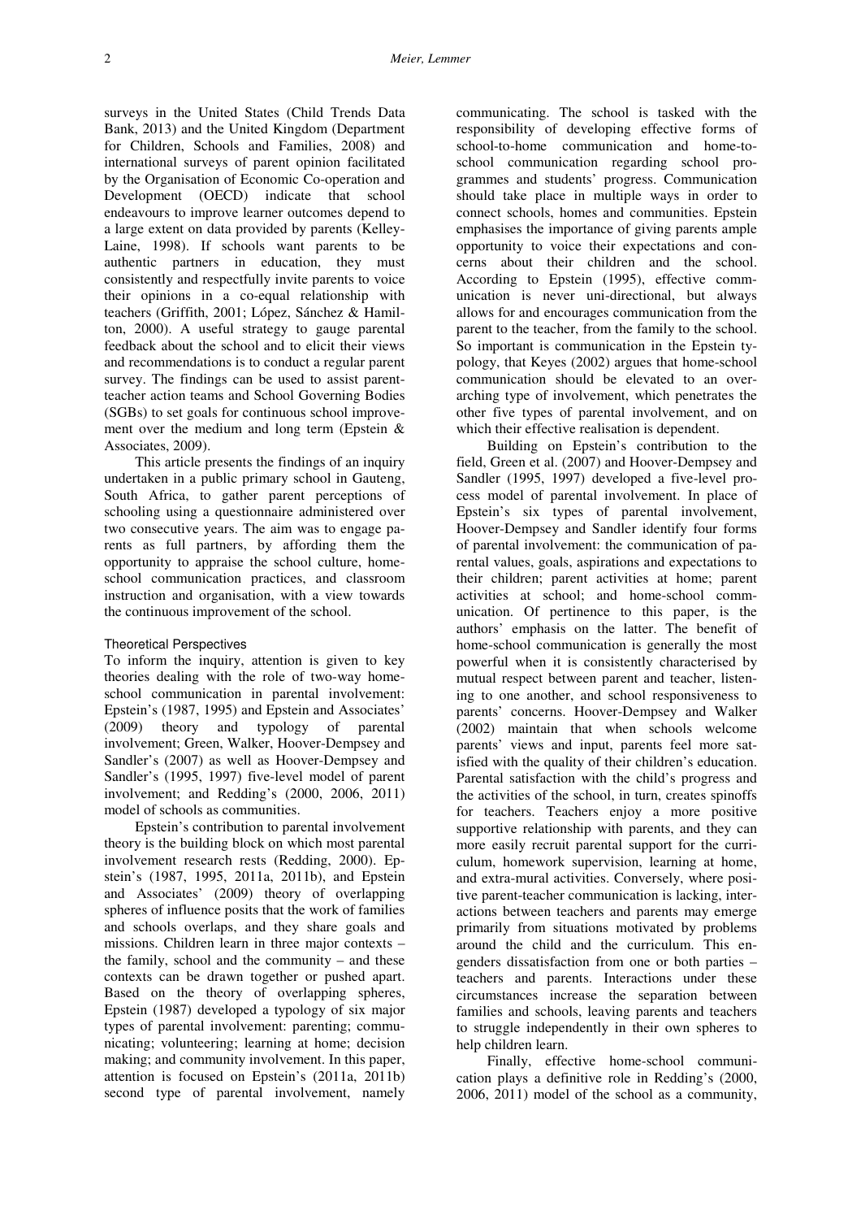surveys in the United States (Child Trends Data Bank, 2013) and the United Kingdom (Department for Children, Schools and Families, 2008) and international surveys of parent opinion facilitated by the Organisation of Economic Co-operation and Development (OECD) indicate that school endeavours to improve learner outcomes depend to a large extent on data provided by parents (Kelley-Laine, 1998). If schools want parents to be authentic partners in education, they must consistently and respectfully invite parents to voice their opinions in a co-equal relationship with teachers (Griffith, 2001; López, Sánchez & Hamilton, 2000). A useful strategy to gauge parental feedback about the school and to elicit their views and recommendations is to conduct a regular parent survey. The findings can be used to assist parent-teacher action teams and School Governing Bodies (SGBs) to set goals for continuous school improvement over the medium and long term (Epstein & Associates, 2009).

This article presents the findings of an inquiry undertaken in a public primary school in Gauteng, South Africa, to gather parent perceptions of schooling using a questionnaire administered over two consecutive years. The aim was to engage parents as full partners, by affording them the opportunity to appraise the school culture, home-school communication practices, and classroom instruction and organisation, with a view towards the continuous improvement of the school.

## Theoretical Perspectives

To inform the inquiry, attention is given to key theories dealing with the role of two-way home-school communication in parental involvement: Epstein's (1987, 1995) and Epstein and Associates' (2009) theory and typology of parental involvement; Green, Walker, Hoover-Dempsey and Sandler's (2007) as well as Hoover-Dempsey and Sandler's (1995, 1997) five-level model of parent involvement; and Redding's (2000, 2006, 2011) model of schools as communities.

Epstein's contribution to parental involvement theory is the building block on which most parental involvement research rests (Redding, 2000). Epstein's (1987, 1995, 2011a, 2011b), and Epstein and Associates' (2009) theory of overlapping spheres of influence posits that the work of families and schools overlaps, and they share goals and missions. Children learn in three major contexts – the family, school and the community – and these contexts can be drawn together or pushed apart. Based on the theory of overlapping spheres, Epstein (1987) developed a typology of six major types of parental involvement: parenting; communicating; volunteering; learning at home; decision making; and community involvement. In this paper, attention is focused on Epstein's (2011a, 2011b) second type of parental involvement, namely communicating. The school is tasked with the responsibility of developing effective forms of school-to-home communication and home-to-school communication regarding school programmes and students' progress. Communication should take place in multiple ways in order to connect schools, homes and communities. Epstein emphasises the importance of giving parents ample opportunity to voice their expectations and concerns about their children and the school. According to Epstein (1995), effective communication is never uni-directional, but always allows for and encourages communication from the parent to the teacher, from the family to the school. So important is communication in the Epstein typology, that Keyes (2002) argues that home-school communication should be elevated to an overarching type of involvement, which penetrates the other five types of parental involvement, and on which their effective realisation is dependent.

Building on Epstein's contribution to the field, Green et al. (2007) and Hoover-Dempsey and Sandler (1995, 1997) developed a five-level process model of parental involvement. In place of Epstein's six types of parental involvement, Hoover-Dempsey and Sandler identify four forms of parental involvement: the communication of parental values, goals, aspirations and expectations to their children; parent activities at home; parent activities at school; and home-school communication. Of pertinence to this paper, is the authors' emphasis on the latter. The benefit of home-school communication is generally the most powerful when it is consistently characterised by mutual respect between parent and teacher, listening to one another, and school responsiveness to parents' concerns. Hoover-Dempsey and Walker (2002) maintain that when schools welcome parents' views and input, parents feel more satisfied with the quality of their children's education. Parental satisfaction with the child's progress and the activities of the school, in turn, creates spinoffs for teachers. Teachers enjoy a more positive supportive relationship with parents, and they can more easily recruit parental support for the curriculum, homework supervision, learning at home, and extra-mural activities. Conversely, where positive parent-teacher communication is lacking, interactions between teachers and parents may emerge primarily from situations motivated by problems around the child and the curriculum. This engenders dissatisfaction from one or both parties – teachers and parents. Interactions under these circumstances increase the separation between families and schools, leaving parents and teachers to struggle independently in their own spheres to help children learn.

Finally, effective home-school communication plays a definitive role in Redding's (2000, 2006, 2011) model of the school as a community,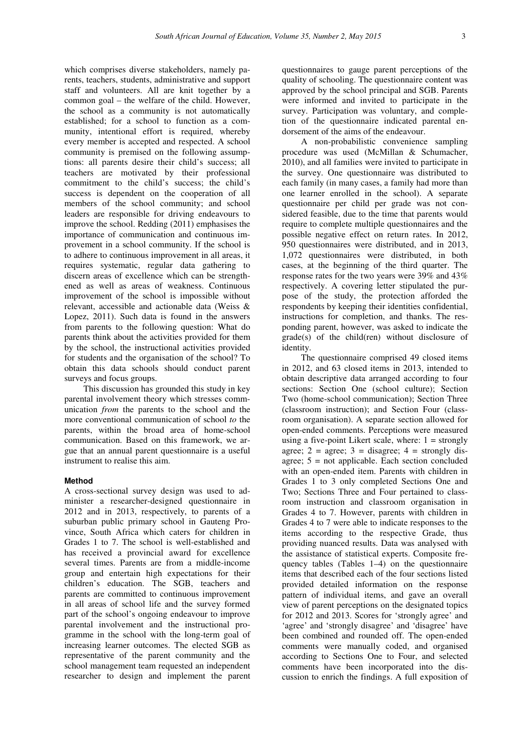which comprises diverse stakeholders, namely parents, teachers, students, administrative and support staff and volunteers. All are knit together by a common goal – the welfare of the child. However, the school as a community is not automatically established; for a school to function as a community, intentional effort is required, whereby every member is accepted and respected. A school community is premised on the following assumptions: all parents desire their child's success; all teachers are motivated by their professional commitment to the child's success; the child's success is dependent on the cooperation of all members of the school community; and school leaders are responsible for driving endeavours to improve the school. Redding (2011) emphasises the importance of communication and continuous improvement in a school community. If the school is to adhere to continuous improvement in all areas, it requires systematic, regular data gathering to discern areas of excellence which can be strengthened as well as areas of weakness. Continuous improvement of the school is impossible without relevant, accessible and actionable data (Weiss & Lopez, 2011). Such data is found in the answers from parents to the following question: What do parents think about the activities provided for them by the school, the instructional activities provided for students and the organisation of the school? To obtain this data schools should conduct parent surveys and focus groups.

This discussion has grounded this study in key parental involvement theory which stresses communication *from* the parents to the school and the more conventional communication of school *to* the parents, within the broad area of home-school communication. Based on this framework, we argue that an annual parent questionnaire is a useful instrument to realise this aim.

## Method

A cross-sectional survey design was used to administer a researcher-designed questionnaire in 2012 and in 2013, respectively, to parents of a suburban public primary school in Gauteng Province, South Africa which caters for children in Grades 1 to 7. The school is well-established and has received a provincial award for excellence several times. Parents are from a middle-income group and entertain high expectations for their children's education. The SGB, teachers and parents are committed to continuous improvement in all areas of school life and the survey formed part of the school's ongoing endeavour to improve parental involvement and the instructional programme in the school with the long-term goal of increasing learner outcomes. The elected SGB as representative of the parent community and the school management team requested an independent researcher to design and implement the parent questionnaires to gauge parent perceptions of the quality of schooling. The questionnaire content was approved by the school principal and SGB. Parents were informed and invited to participate in the survey. Participation was voluntary, and completion of the questionnaire indicated parental endorsement of the aims of the endeavour.

A non-probabilistic convenience sampling procedure was used (McMillan & Schumacher, 2010), and all families were invited to participate in the survey. One questionnaire was distributed to each family (in many cases, a family had more than one learner enrolled in the school). A separate questionnaire per child per grade was not considered feasible, due to the time that parents would require to complete multiple questionnaires and the possible negative effect on return rates. In 2012, 950 questionnaires were distributed, and in 2013, 1,072 questionnaires were distributed, in both cases, at the beginning of the third quarter. The response rates for the two years were 39% and 43% respectively. A covering letter stipulated the purpose of the study, the protection afforded the respondents by keeping their identities confidential, instructions for completion, and thanks. The responding parent, however, was asked to indicate the grade(s) of the child(ren) without disclosure of identity.

The questionnaire comprised 49 closed items in 2012, and 63 closed items in 2013, intended to obtain descriptive data arranged according to four sections: Section One (school culture); Section Two (home-school communication); Section Three (classroom instruction); and Section Four (classroom organisation). A separate section allowed for open-ended comments. Perceptions were measured using a five-point Likert scale, where: 1 = strongly agree; 2 = agree; 3 = disagree; 4 = strongly disagree; 5 = not applicable. Each section concluded with an open-ended item. Parents with children in Grades 1 to 3 only completed Sections One and Two; Sections Three and Four pertained to classroom instruction and classroom organisation in Grades 4 to 7. However, parents with children in Grades 4 to 7 were able to indicate responses to the items according to the respective Grade, thus providing nuanced results. Data was analysed with the assistance of statistical experts. Composite frequency tables (Tables 1–4) on the questionnaire items that described each of the four sections listed provided detailed information on the response pattern of individual items, and gave an overall view of parent perceptions on the designated topics for 2012 and 2013. Scores for 'strongly agree' and 'agree' and 'strongly disagree' and 'disagree' have been combined and rounded off. The open-ended comments were manually coded, and organised according to Sections One to Four, and selected comments have been incorporated into the discussion to enrich the findings. A full exposition of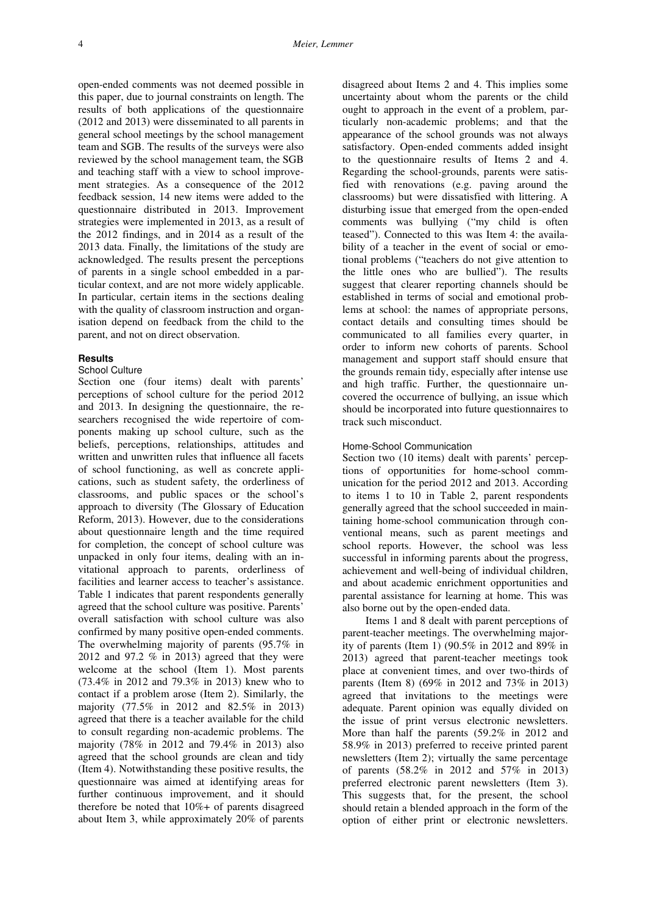open-ended comments was not deemed possible in this paper, due to journal constraints on length. The results of both applications of the questionnaire (2012 and 2013) were disseminated to all parents in general school meetings by the school management team and SGB. The results of the surveys were also reviewed by the school management team, the SGB and teaching staff with a view to school improvement strategies. As a consequence of the 2012 feedback session, 14 new items were added to the questionnaire distributed in 2013. Improvement strategies were implemented in 2013, as a result of the 2012 findings, and in 2014 as a result of the 2013 data. Finally, the limitations of the study are acknowledged. The results present the perceptions of parents in a single school embedded in a particular context, and are not more widely applicable. In particular, certain items in the sections dealing with the quality of classroom instruction and organisation depend on feedback from the child to the parent, and not on direct observation.

## Results

### School Culture

Section one (four items) dealt with parents' perceptions of school culture for the period 2012 and 2013. In designing the questionnaire, the researchers recognised the wide repertoire of components making up school culture, such as the beliefs, perceptions, relationships, attitudes and written and unwritten rules that influence all facets of school functioning, as well as concrete applications, such as student safety, the orderliness of classrooms, and public spaces or the school's approach to diversity (The Glossary of Education Reform, 2013). However, due to the considerations about questionnaire length and the time required for completion, the concept of school culture was unpacked in only four items, dealing with an invitational approach to parents, orderliness of facilities and learner access to teacher's assistance. Table 1 indicates that parent respondents generally agreed that the school culture was positive. Parents' overall satisfaction with school culture was also confirmed by many positive open-ended comments. The overwhelming majority of parents (95.7% in 2012 and 97.2 % in 2013) agreed that they were welcome at the school (Item 1). Most parents (73.4% in 2012 and 79.3% in 2013) knew who to contact if a problem arose (Item 2). Similarly, the majority (77.5% in 2012 and 82.5% in 2013) agreed that there is a teacher available for the child to consult regarding non-academic problems. The majority (78% in 2012 and 79.4% in 2013) also agreed that the school grounds are clean and tidy (Item 4). Notwithstanding these positive results, the questionnaire was aimed at identifying areas for further continuous improvement, and it should therefore be noted that 10%+ of parents disagreed about Item 3, while approximately 20% of parents disagreed about Items 2 and 4. This implies some uncertainty about whom the parents or the child ought to approach in the event of a problem, particularly non-academic problems; and that the appearance of the school grounds was not always satisfactory. Open-ended comments added insight to the questionnaire results of Items 2 and 4. Regarding the school-grounds, parents were satisfied with renovations (e.g. paving around the classrooms) but were dissatisfied with littering. A disturbing issue that emerged from the open-ended comments was bullying ("my child is often teased"). Connected to this was Item 4: the availability of a teacher in the event of social or emotional problems ("teachers do not give attention to the little ones who are bullied"). The results suggest that clearer reporting channels should be established in terms of social and emotional problems at school: the names of appropriate persons, contact details and consulting times should be communicated to all families every quarter, in order to inform new cohorts of parents. School management and support staff should ensure that the grounds remain tidy, especially after intense use and high traffic. Further, the questionnaire uncovered the occurrence of bullying, an issue which should be incorporated into future questionnaires to track such misconduct.

### Home-School Communication

Section two (10 items) dealt with parents' perceptions of opportunities for home-school communication for the period 2012 and 2013. According to items 1 to 10 in Table 2, parent respondents generally agreed that the school succeeded in maintaining home-school communication through conventional means, such as parent meetings and school reports. However, the school was less successful in informing parents about the progress, achievement and well-being of individual children, and about academic enrichment opportunities and parental assistance for learning at home. This was also borne out by the open-ended data.

Items 1 and 8 dealt with parent perceptions of parent-teacher meetings. The overwhelming majority of parents (Item 1) (90.5% in 2012 and 89% in 2013) agreed that parent-teacher meetings took place at convenient times, and over two-thirds of parents (Item 8) (69% in 2012 and 73% in 2013) agreed that invitations to the meetings were adequate. Parent opinion was equally divided on the issue of print versus electronic newsletters. More than half the parents (59.2% in 2012 and 58.9% in 2013) preferred to receive printed parent newsletters (Item 2); virtually the same percentage of parents (58.2% in 2012 and 57% in 2013) preferred electronic parent newsletters (Item 3). This suggests that, for the present, the school should retain a blended approach in the form of the option of either print or electronic newsletters.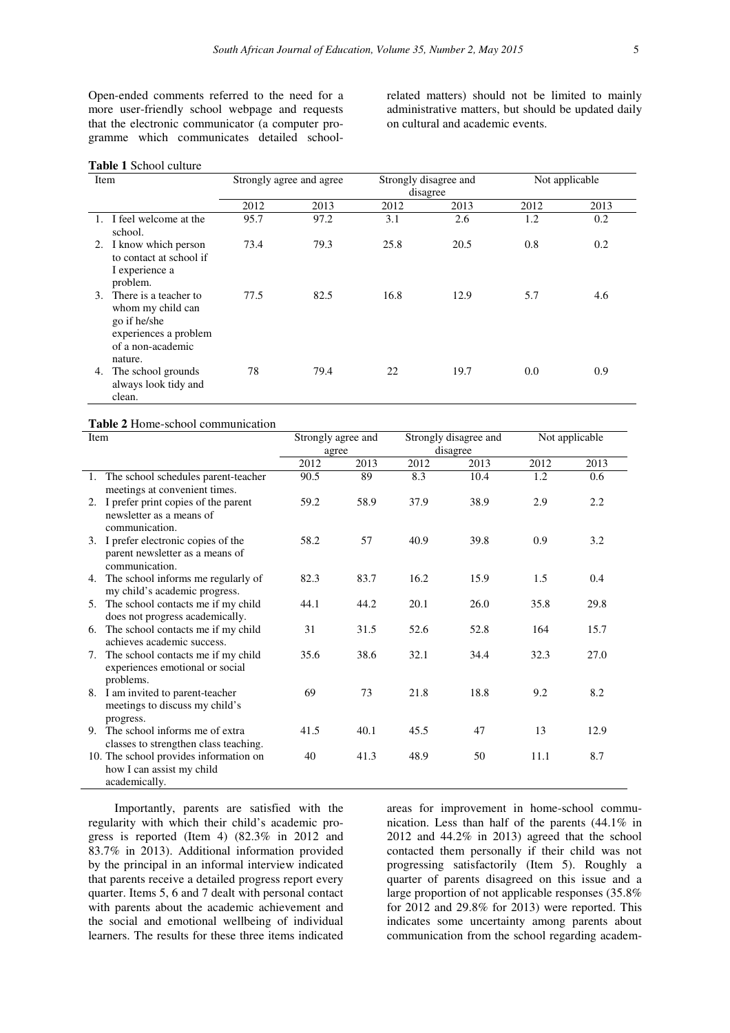Open-ended comments referred to the need for a more user-friendly school webpage and requests that the electronic communicator (a computer programme which communicates detailed school-related matters) should not be limited to mainly administrative matters, but should be updated daily on cultural and academic events.

**Table 1** School culture

| Item | Strongly agree and agree | | Strongly disagree and disagree | | Not applicable | |
|---|---|---|---|---|---|---|
| | 2012 | 2013 | 2012 | 2013 | 2012 | 2013 |
| 1. I feel welcome at the school. | 95.7 | 97.2 | 3.1 | 2.6 | 1.2 | 0.2 |
| 2. I know which person to contact at school if I experience a problem. | 73.4 | 79.3 | 25.8 | 20.5 | 0.8 | 0.2 |
| 3. There is a teacher to whom my child can go if he/she experiences a problem of a non-academic nature. | 77.5 | 82.5 | 16.8 | 12.9 | 5.7 | 4.6 |
| 4. The school grounds always look tidy and clean. | 78 | 79.4 | 22 | 19.7 | 0.0 | 0.9 |

**Table 2** Home-school communication

| Item | Strongly agree and agree | | Strongly disagree and disagree | | Not applicable | |
|---|---|---|---|---|---|---|
| | 2012 | 2013 | 2012 | 2013 | 2012 | 2013 |
| 1. The school schedules parent-teacher meetings at convenient times. | 90.5 | 89 | 8.3 | 10.4 | 1.2 | 0.6 |
| 2. I prefer print copies of the parent newsletter as a means of communication. | 59.2 | 58.9 | 37.9 | 38.9 | 2.9 | 2.2 |
| 3. I prefer electronic copies of the parent newsletter as a means of communication. | 58.2 | 57 | 40.9 | 39.8 | 0.9 | 3.2 |
| 4. The school informs me regularly of my child's academic progress. | 82.3 | 83.7 | 16.2 | 15.9 | 1.5 | 0.4 |
| 5. The school contacts me if my child does not progress academically. | 44.1 | 44.2 | 20.1 | 26.0 | 35.8 | 29.8 |
| 6. The school contacts me if my child achieves academic success. | 31 | 31.5 | 52.6 | 52.8 | 164 | 15.7 |
| 7. The school contacts me if my child experiences emotional or social problems. | 35.6 | 38.6 | 32.1 | 34.4 | 32.3 | 27.0 |
| 8. I am invited to parent-teacher meetings to discuss my child's progress. | 69 | 73 | 21.8 | 18.8 | 9.2 | 8.2 |
| 9. The school informs me of extra classes to strengthen class teaching. | 41.5 | 40.1 | 45.5 | 47 | 13 | 12.9 |
| 10. The school provides information on how I can assist my child academically. | 40 | 41.3 | 48.9 | 50 | 11.1 | 8.7 |

Importantly, parents are satisfied with the regularity with which their child's academic progress is reported (Item 4) (82.3% in 2012 and 83.7% in 2013). Additional information provided by the principal in an informal interview indicated that parents receive a detailed progress report every quarter. Items 5, 6 and 7 dealt with personal contact with parents about the academic achievement and the social and emotional wellbeing of individual learners. The results for these three items indicated areas for improvement in home-school communication. Less than half of the parents (44.1% in 2012 and 44.2% in 2013) agreed that the school contacted them personally if their child was not progressing satisfactorily (Item 5). Roughly a quarter of parents disagreed on this issue and a large proportion of not applicable responses (35.8% for 2012 and 29.8% for 2013) were reported. This indicates some uncertainty among parents about communication from the school regarding academ-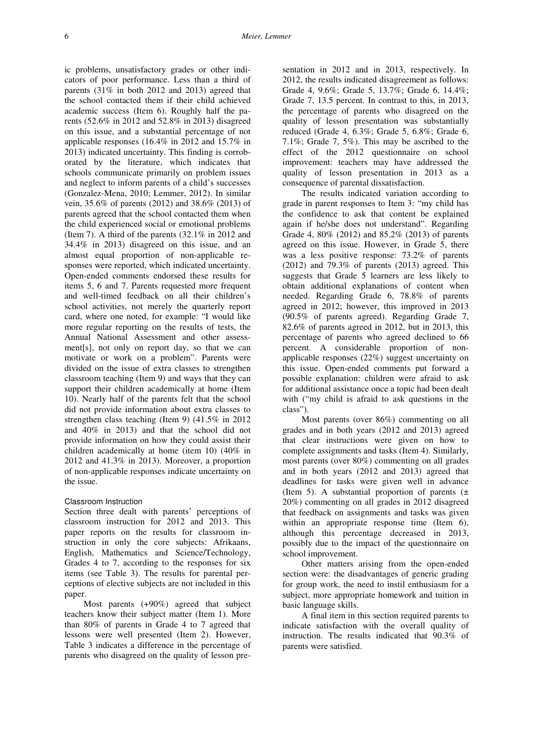ic problems, unsatisfactory grades or other indicators of poor performance. Less than a third of parents (31% in both 2012 and 2013) agreed that the school contacted them if their child achieved academic success (Item 6). Roughly half the parents (52.6% in 2012 and 52.8% in 2013) disagreed on this issue, and a substantial percentage of not applicable responses (16.4% in 2012 and 15.7% in 2013) indicated uncertainty. This finding is corroborated by the literature, which indicates that schools communicate primarily on problem issues and neglect to inform parents of a child's successes (Gonzalez-Mena, 2010; Lemmer, 2012). In similar vein, 35.6% of parents (2012) and 38.6% (2013) of parents agreed that the school contacted them when the child experienced social or emotional problems (Item 7). A third of the parents (32.1% in 2012 and 34.4% in 2013) disagreed on this issue, and an almost equal proportion of non-applicable responses were reported, which indicated uncertainty. Open-ended comments endorsed these results for items 5, 6 and 7. Parents requested more frequent and well-timed feedback on all their children's school activities, not merely the quarterly report card, where one noted, for example: "I would like more regular reporting on the results of tests, the Annual National Assessment and other assessment[s], not only on report day, so that we can motivate or work on a problem". Parents were divided on the issue of extra classes to strengthen classroom teaching (Item 9) and ways that they can support their children academically at home (Item 10). Nearly half of the parents felt that the school did not provide information about extra classes to strengthen class teaching (Item 9) (41.5% in 2012 and 40% in 2013) and that the school did not provide information on how they could assist their children academically at home (item 10) (40% in 2012 and 41.3% in 2013). Moreover, a proportion of non-applicable responses indicate uncertainty on the issue.

### Classroom Instruction

Section three dealt with parents' perceptions of classroom instruction for 2012 and 2013. This paper reports on the results for classroom instruction in only the core subjects: Afrikaans, English, Mathematics and Science/Technology, Grades 4 to 7, according to the responses for six items (see Table 3). The results for parental perceptions of elective subjects are not included in this paper.

Most parents (+90%) agreed that subject teachers know their subject matter (Item 1). More than 80% of parents in Grade 4 to 7 agreed that lessons were well presented (Item 2). However, Table 3 indicates a difference in the percentage of parents who disagreed on the quality of lesson presentation in 2012 and in 2013, respectively. In 2012, the results indicated disagreement as follows: Grade 4, 9.6%; Grade 5, 13.7%; Grade 6, 14.4%; Grade 7, 13.5 percent. In contrast to this, in 2013, the percentage of parents who disagreed on the quality of lesson presentation was substantially reduced (Grade 4, 6.3%; Grade 5, 6.8%; Grade 6, 7.1%; Grade 7, 5%). This may be ascribed to the effect of the 2012 questionnaire on school improvement: teachers may have addressed the quality of lesson presentation in 2013 as a consequence of parental dissatisfaction.

The results indicated variation according to grade in parent responses to Item 3: "my child has the confidence to ask that content be explained again if he/she does not understand". Regarding Grade 4, 80% (2012) and 85.2% (2013) of parents agreed on this issue. However, in Grade 5, there was a less positive response: 73.2% of parents (2012) and 79.3% of parents (2013) agreed. This suggests that Grade 5 learners are less likely to obtain additional explanations of content when needed. Regarding Grade 6, 78.8% of parents agreed in 2012; however, this improved in 2013 (90.5% of parents agreed). Regarding Grade 7, 82.6% of parents agreed in 2012, but in 2013, this percentage of parents who agreed declined to 66 percent. A considerable proportion of non-applicable responses (22%) suggest uncertainty on this issue. Open-ended comments put forward a possible explanation: children were afraid to ask for additional assistance once a topic had been dealt with ("my child is afraid to ask questions in the class").

Most parents (over 86%) commenting on all grades and in both years (2012 and 2013) agreed that clear instructions were given on how to complete assignments and tasks (Item 4). Similarly, most parents (over 80%) commenting on all grades and in both years (2012 and 2013) agreed that deadlines for tasks were given well in advance (Item 5). A substantial proportion of parents (± 20%) commenting on all grades in 2012 disagreed that feedback on assignments and tasks was given within an appropriate response time (Item 6), although this percentage decreased in 2013, possibly due to the impact of the questionnaire on school improvement.

Other matters arising from the open-ended section were: the disadvantages of generic grading for group work, the need to instil enthusiasm for a subject, more appropriate homework and tuition in basic language skills.

A final item in this section required parents to indicate satisfaction with the overall quality of instruction. The results indicated that 90.3% of parents were satisfied.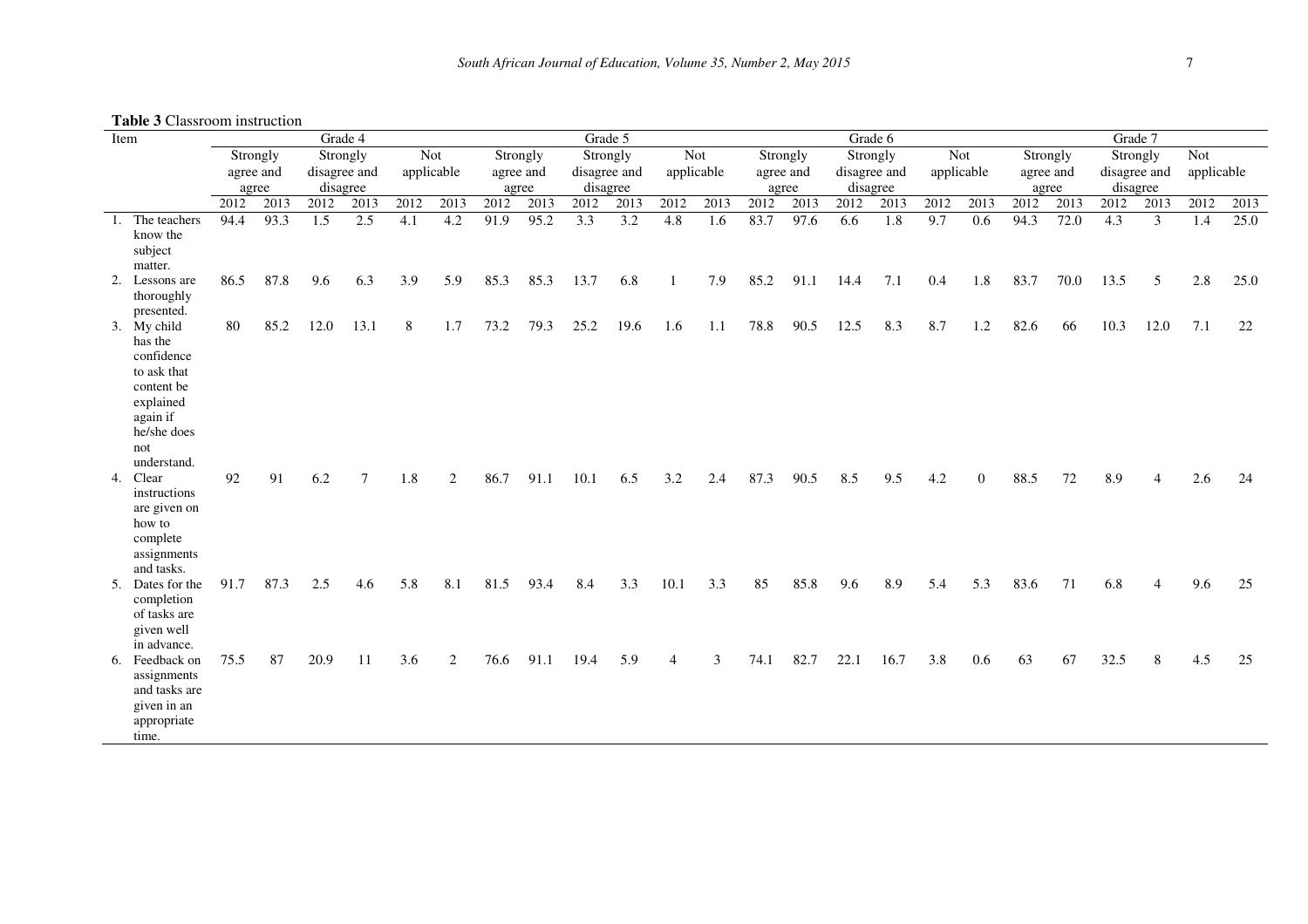**Table 3** Classroom instruction

| Item | Grade 4 | | | | | | Grade 5 | | | | | | Grade 6 | | | | | | Grade 7 | | | | | |
|---|---|---|---|---|---|---|---|---|---|---|---|---|---|---|---|---|---|---|---|---|---|---|---|---|
| | Strongly agree and agree | | Strongly disagree and disagree | | Not applicable | | Strongly agree and agree | | Strongly disagree and disagree | | Not applicable | | Strongly agree and agree | | Strongly disagree and disagree | | Not applicable | | Strongly agree and agree | | Strongly disagree and disagree | | Not applicable | |
| | 2012 | 2013 | 2012 | 2013 | 2012 | 2013 | 2012 | 2013 | 2012 | 2013 | 2012 | 2013 | 2012 | 2013 | 2012 | 2013 | 2012 | 2013 | 2012 | 2013 | 2012 | 2013 | 2012 | 2013 |
| 1. The teachers know the subject matter. | 94.4 | 93.3 | 1.5 | 2.5 | 4.1 | 4.2 | 91.9 | 95.2 | 3.3 | 3.2 | 4.8 | 1.6 | 83.7 | 97.6 | 6.6 | 1.8 | 9.7 | 0.6 | 94.3 | 72.0 | 4.3 | 3 | 1.4 | 25.0 |
| 2. Lessons are thoroughly presented. | 86.5 | 87.8 | 9.6 | 6.3 | 3.9 | 5.9 | 85.3 | 85.3 | 13.7 | 6.8 | 1 | 7.9 | 85.2 | 91.1 | 14.4 | 7.1 | 0.4 | 1.8 | 83.7 | 70.0 | 13.5 | 5 | 2.8 | 25.0 |
| 3. My child has the confidence to ask that content be explained again if he/she does not understand. | 80 | 85.2 | 12.0 | 13.1 | 8 | 1.7 | 73.2 | 79.3 | 25.2 | 19.6 | 1.6 | 1.1 | 78.8 | 90.5 | 12.5 | 8.3 | 8.7 | 1.2 | 82.6 | 66 | 10.3 | 12.0 | 7.1 | 22 |
| 4. Clear instructions are given on how to complete assignments and tasks. | 92 | 91 | 6.2 | 7 | 1.8 | 2 | 86.7 | 91.1 | 10.1 | 6.5 | 3.2 | 2.4 | 87.3 | 90.5 | 8.5 | 9.5 | 4.2 | 0 | 88.5 | 72 | 8.9 | 4 | 2.6 | 24 |
| 5. Dates for the completion of tasks are given well in advance. | 91.7 | 87.3 | 2.5 | 4.6 | 5.8 | 8.1 | 81.5 | 93.4 | 8.4 | 3.3 | 10.1 | 3.3 | 85 | 85.8 | 9.6 | 8.9 | 5.4 | 5.3 | 83.6 | 71 | 6.8 | 4 | 9.6 | 25 |
| 6. Feedback on assignments and tasks are given in an appropriate time. | 75.5 | 87 | 20.9 | 11 | 3.6 | 2 | 76.6 | 91.1 | 19.4 | 5.9 | 4 | 3 | 74.1 | 82.7 | 22.1 | 16.7 | 3.8 | 0.6 | 63 | 67 | 32.5 | 8 | 4.5 | 25 |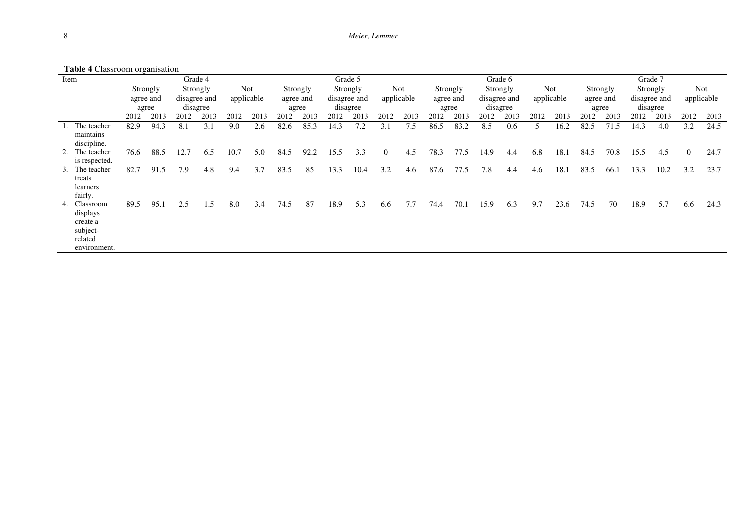**Table 4** Classroom organisation

| Item | Grade 4 | | | | | | Grade 5 | | | | | | Grade 6 | | | | | | Grade 7 | | | | | |
|---|---|---|---|---|---|---|---|---|---|---|---|---|---|---|---|---|---|---|---|---|---|---|---|---|
| | Strongly agree and agree | | Strongly disagree and disagree | | Not applicable | | Strongly agree and agree | | Strongly disagree and disagree | | Not applicable | | Strongly agree and agree | | Strongly disagree and disagree | | Not applicable | | Strongly agree and agree | | Strongly disagree and disagree | | Not applicable | |
| | 2012 | 2013 | 2012 | 2013 | 2012 | 2013 | 2012 | 2013 | 2012 | 2013 | 2012 | 2013 | 2012 | 2013 | 2012 | 2013 | 2012 | 2013 | 2012 | 2013 | 2012 | 2013 | 2012 | 2013 |
| 1. The teacher maintains discipline. | 82.9 | 94.3 | 8.1 | 3.1 | 9.0 | 2.6 | 82.6 | 85.3 | 14.3 | 7.2 | 3.1 | 7.5 | 86.5 | 83.2 | 8.5 | 0.6 | 5 | 16.2 | 82.5 | 71.5 | 14.3 | 4.0 | 3.2 | 24.5 |
| 2. The teacher is respected. | 76.6 | 88.5 | 12.7 | 6.5 | 10.7 | 5.0 | 84.5 | 92.2 | 15.5 | 3.3 | 0 | 4.5 | 78.3 | 77.5 | 14.9 | 4.4 | 6.8 | 18.1 | 84.5 | 70.8 | 15.5 | 4.5 | 0 | 24.7 |
| 3. The teacher treats learners fairly. | 82.7 | 91.5 | 7.9 | 4.8 | 9.4 | 3.7 | 83.5 | 85 | 13.3 | 10.4 | 3.2 | 4.6 | 87.6 | 77.5 | 7.8 | 4.4 | 4.6 | 18.1 | 83.5 | 66.1 | 13.3 | 10.2 | 3.2 | 23.7 |
| 4. Classroom displays create a subject-related environment. | 89.5 | 95.1 | 2.5 | 1.5 | 8.0 | 3.4 | 74.5 | 87 | 18.9 | 5.3 | 6.6 | 7.7 | 74.4 | 70.1 | 15.9 | 6.3 | 9.7 | 23.6 | 74.5 | 70 | 18.9 | 5.7 | 6.6 | 24.3 |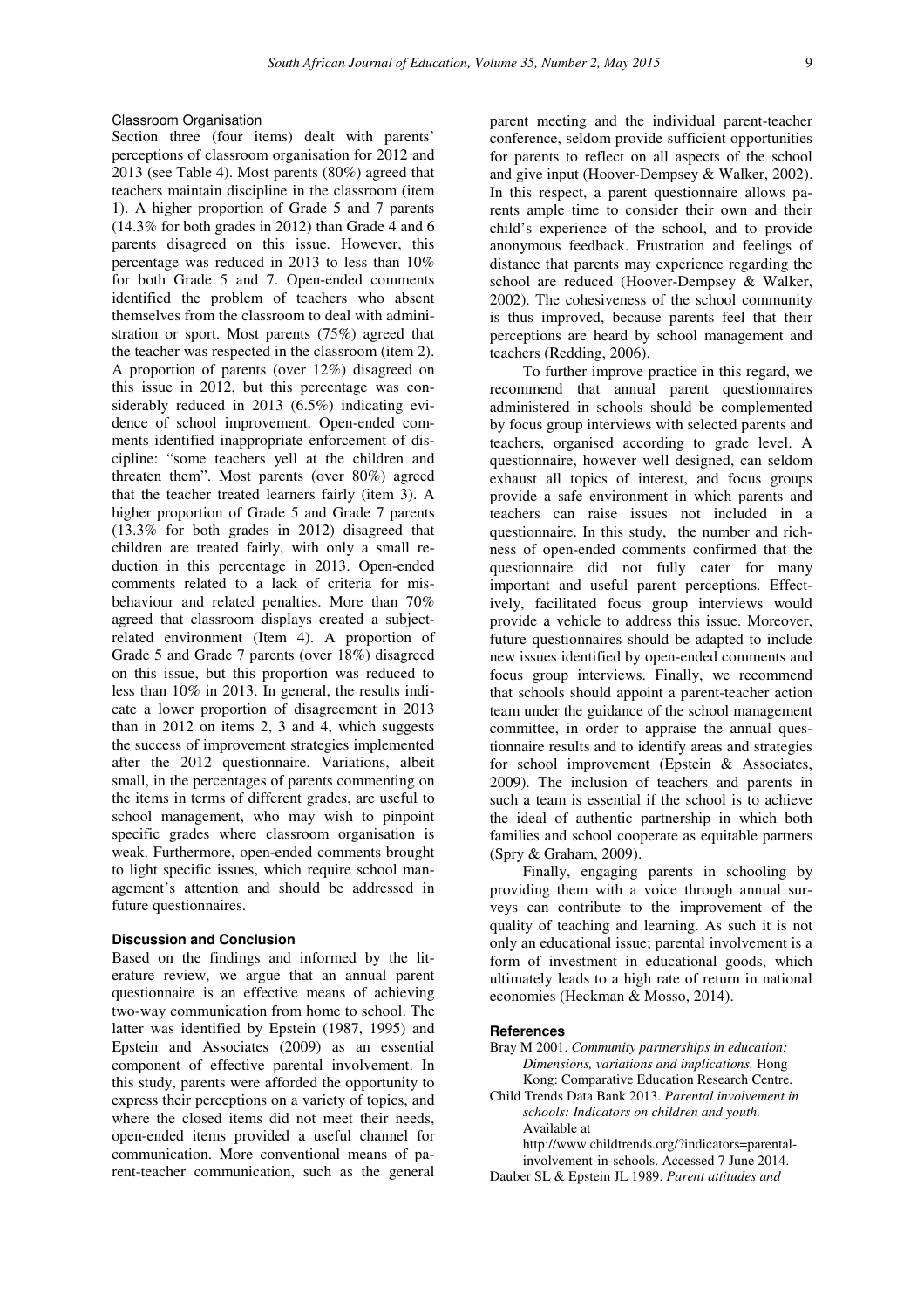### Classroom Organisation

Section three (four items) dealt with parents' perceptions of classroom organisation for 2012 and 2013 (see Table 4). Most parents (80%) agreed that teachers maintain discipline in the classroom (item 1). A higher proportion of Grade 5 and 7 parents (14.3% for both grades in 2012) than Grade 4 and 6 parents disagreed on this issue. However, this percentage was reduced in 2013 to less than 10% for both Grade 5 and 7. Open-ended comments identified the problem of teachers who absent themselves from the classroom to deal with administration or sport. Most parents (75%) agreed that the teacher was respected in the classroom (item 2). A proportion of parents (over 12%) disagreed on this issue in 2012, but this percentage was considerably reduced in 2013 (6.5%) indicating evidence of school improvement. Open-ended comments identified inappropriate enforcement of discipline: "some teachers yell at the children and threaten them". Most parents (over 80%) agreed that the teacher treated learners fairly (item 3). A higher proportion of Grade 5 and Grade 7 parents (13.3% for both grades in 2012) disagreed that children are treated fairly, with only a small reduction in this percentage in 2013. Open-ended comments related to a lack of criteria for misbehaviour and related penalties. More than 70% agreed that classroom displays created a subject-related environment (Item 4). A proportion of Grade 5 and Grade 7 parents (over 18%) disagreed on this issue, but this proportion was reduced to less than 10% in 2013. In general, the results indicate a lower proportion of disagreement in 2013 than in 2012 on items 2, 3 and 4, which suggests the success of improvement strategies implemented after the 2012 questionnaire. Variations, albeit small, in the percentages of parents commenting on the items in terms of different grades, are useful to school management, who may wish to pinpoint specific grades where classroom organisation is weak. Furthermore, open-ended comments brought to light specific issues, which require school management's attention and should be addressed in future questionnaires.

## Discussion and Conclusion

Based on the findings and informed by the literature review, we argue that an annual parent questionnaire is an effective means of achieving two-way communication from home to school. The latter was identified by Epstein (1987, 1995) and Epstein and Associates (2009) as an essential component of effective parental involvement. In this study, parents were afforded the opportunity to express their perceptions on a variety of topics, and where the closed items did not meet their needs, open-ended items provided a useful channel for communication. More conventional means of parent-teacher communication, such as the general parent meeting and the individual parent-teacher conference, seldom provide sufficient opportunities for parents to reflect on all aspects of the school and give input (Hoover-Dempsey & Walker, 2002). In this respect, a parent questionnaire allows parents ample time to consider their own and their child's experience of the school, and to provide anonymous feedback. Frustration and feelings of distance that parents may experience regarding the school are reduced (Hoover-Dempsey & Walker, 2002). The cohesiveness of the school community is thus improved, because parents feel that their perceptions are heard by school management and teachers (Redding, 2006).

To further improve practice in this regard, we recommend that annual parent questionnaires administered in schools should be complemented by focus group interviews with selected parents and teachers, organised according to grade level. A questionnaire, however well designed, can seldom exhaust all topics of interest, and focus groups provide a safe environment in which parents and teachers can raise issues not included in a questionnaire. In this study, the number and richness of open-ended comments confirmed that the questionnaire did not fully cater for many important and useful parent perceptions. Effectively, facilitated focus group interviews would provide a vehicle to address this issue. Moreover, future questionnaires should be adapted to include new issues identified by open-ended comments and focus group interviews. Finally, we recommend that schools should appoint a parent-teacher action team under the guidance of the school management committee, in order to appraise the annual questionnaire results and to identify areas and strategies for school improvement (Epstein & Associates, 2009). The inclusion of teachers and parents in such a team is essential if the school is to achieve the ideal of authentic partnership in which both families and school cooperate as equitable partners (Spry & Graham, 2009).

Finally, engaging parents in schooling by providing them with a voice through annual surveys can contribute to the improvement of the quality of teaching and learning. As such it is not only an educational issue; parental involvement is a form of investment in educational goods, which ultimately leads to a high rate of return in national economies (Heckman & Mosso, 2014).

## References

Bray M 2001. *Community partnerships in education: Dimensions, variations and implications.* Hong Kong: Comparative Education Research Centre.

Child Trends Data Bank 2013. *Parental involvement in schools: Indicators on children and youth.* Available at http://www.childtrends.org/?indicators=parental-involvement-in-schools. Accessed 7 June 2014.

Dauber SL & Epstein JL 1989. *Parent attitudes and*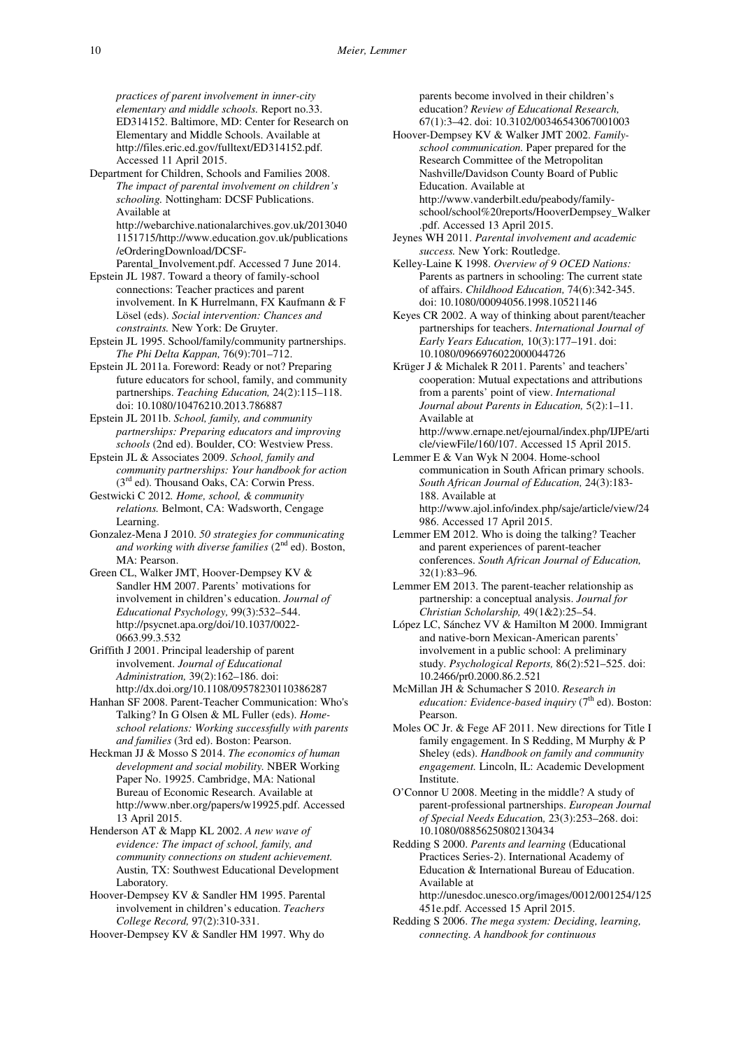*practices of parent involvement in inner-city elementary and middle schools.* Report no.33. ED314152. Baltimore, MD: Center for Research on Elementary and Middle Schools. Available at http://files.eric.ed.gov/fulltext/ED314152.pdf. Accessed 11 April 2015.

Department for Children, Schools and Families 2008. *The impact of parental involvement on children's schooling.* Nottingham: DCSF Publications. Available at http://webarchive.nationalarchives.gov.uk/20130401151715/http://www.education.gov.uk/publications/eOrderingDownload/DCSF-Parental_Involvement.pdf. Accessed 7 June 2014.

Epstein JL 1987. Toward a theory of family-school connections: Teacher practices and parent involvement. In K Hurrelmann, FX Kaufmann & F Lösel (eds). *Social intervention: Chances and constraints.* New York: De Gruyter.

Epstein JL 1995. School/family/community partnerships. *The Phi Delta Kappan,* 76(9):701–712.

Epstein JL 2011a. Foreword: Ready or not? Preparing future educators for school, family, and community partnerships. *Teaching Education,* 24(2):115–118. doi: 10.1080/10476210.2013.786887

Epstein JL 2011b. *School, family, and community partnerships: Preparing educators and improving schools* (2nd ed). Boulder, CO: Westview Press.

Epstein JL & Associates 2009. *School, family and community partnerships: Your handbook for action* (3rd ed). Thousand Oaks, CA: Corwin Press.

Gestwicki C 2012. *Home, school, & community relations.* Belmont, CA: Wadsworth, Cengage Learning.

Gonzalez-Mena J 2010. *50 strategies for communicating and working with diverse families* (2nd ed). Boston, MA: Pearson.

Green CL, Walker JMT, Hoover-Dempsey KV & Sandler HM 2007. Parents' motivations for involvement in children's education. *Journal of Educational Psychology,* 99(3):532–544. http://psycnet.apa.org/doi/10.1037/0022-0663.99.3.532

Griffith J 2001. Principal leadership of parent involvement. *Journal of Educational Administration,* 39(2):162–186. doi: http://dx.doi.org/10.1108/09578230110386287

Hanhan SF 2008. Parent-Teacher Communication: Who's Talking? In G Olsen & ML Fuller (eds). *Home-school relations: Working successfully with parents and families* (3rd ed). Boston: Pearson.

Heckman JJ & Mosso S 2014. *The economics of human development and social mobility.* NBER Working Paper No. 19925. Cambridge, MA: National Bureau of Economic Research. Available at http://www.nber.org/papers/w19925.pdf. Accessed 13 April 2015.

Henderson AT & Mapp KL 2002. *A new wave of evidence: The impact of school, family, and community connections on student achievement.* Austin*,* TX: Southwest Educational Development Laboratory.

Hoover-Dempsey KV & Sandler HM 1995. Parental involvement in children's education. *Teachers College Record,* 97(2):310-331.

Hoover-Dempsey KV & Sandler HM 1997. Why do parents become involved in their children's education? *Review of Educational Research,* 67(1):3–42. doi: 10.3102/00346543067001003

Hoover-Dempsey KV & Walker JMT 2002. *Family-school communication.* Paper prepared for the Research Committee of the Metropolitan Nashville/Davidson County Board of Public Education. Available at http://www.vanderbilt.edu/peabody/family-school/school%20reports/HooverDempsey_Walker.pdf. Accessed 13 April 2015.

Jeynes WH 2011. *Parental involvement and academic success.* New York: Routledge.

Kelley-Laine K 1998. *Overview of 9 OCED Nations:* Parents as partners in schooling: The current state of affairs. *Childhood Education,* 74(6):342-345. doi: 10.1080/00094056.1998.10521146

Keyes CR 2002. A way of thinking about parent/teacher partnerships for teachers. *International Journal of Early Years Education,* 10(3):177–191. doi: 10.1080/0966976022000044726

Krüger J & Michalek R 2011. Parents' and teachers' cooperation: Mutual expectations and attributions from a parents' point of view. *International Journal about Parents in Education,* 5(2):1–11. Available at http://www.ernape.net/ejournal/index.php/IJPE/article/viewFile/160/107. Accessed 15 April 2015.

Lemmer E & Van Wyk N 2004. Home-school communication in South African primary schools. *South African Journal of Education,* 24(3):183-188. Available at http://www.ajol.info/index.php/saje/article/view/24986. Accessed 17 April 2015.

Lemmer EM 2012. Who is doing the talking? Teacher and parent experiences of parent-teacher conferences. *South African Journal of Education,* 32(1):83–96*.*

Lemmer EM 2013. The parent-teacher relationship as partnership: a conceptual analysis. *Journal for Christian Scholarship,* 49(1&2):25–54.

López LC, Sánchez VV & Hamilton M 2000. Immigrant and native-born Mexican-American parents' involvement in a public school: A preliminary study. *Psychological Reports,* 86(2):521–525. doi: 10.2466/pr0.2000.86.2.521

McMillan JH & Schumacher S 2010. *Research in education: Evidence-based inquiry* (7th ed). Boston: Pearson.

Moles OC Jr. & Fege AF 2011. New directions for Title I family engagement. In S Redding, M Murphy & P Sheley (eds). *Handbook on family and community engagement.* Lincoln, IL: Academic Development Institute.

O'Connor U 2008. Meeting in the middle? A study of parent-professional partnerships. *European Journal of Special Needs Education,* 23(3):253–268. doi: 10.1080/08856250802130434

Redding S 2000. *Parents and learning* (Educational Practices Series-2). International Academy of Education & International Bureau of Education. Available at http://unesdoc.unesco.org/images/0012/001254/125451e.pdf. Accessed 15 April 2015.

Redding S 2006. *The mega system: Deciding, learning, connecting. A handbook for continuous*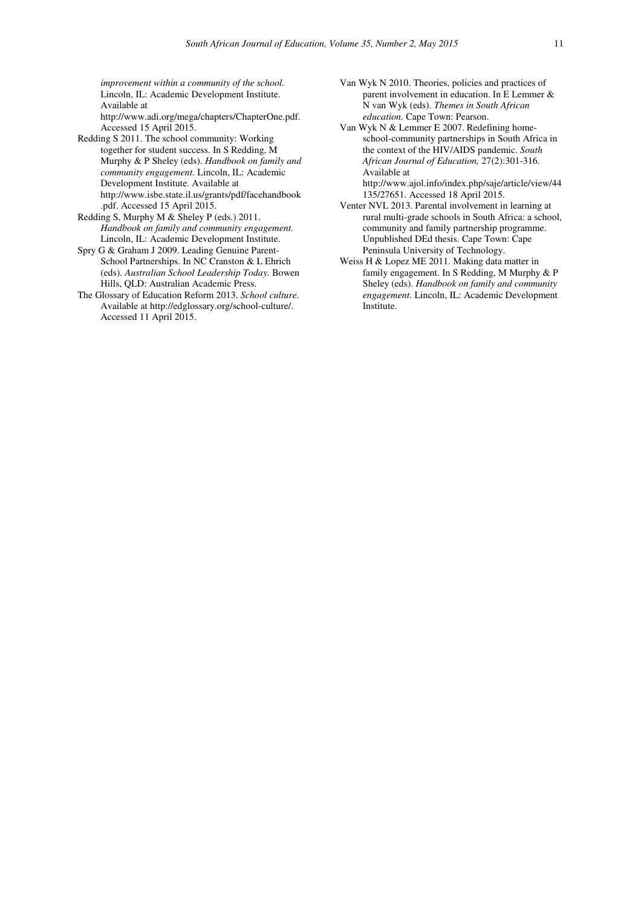*improvement within a community of the school.* Lincoln, IL: Academic Development Institute. Available at http://www.adi.org/mega/chapters/ChapterOne.pdf. Accessed 15 April 2015.

Redding S 2011. The school community: Working together for student success. In S Redding, M Murphy & P Sheley (eds). *Handbook on family and community engagement.* Lincoln, IL: Academic Development Institute. Available at http://www.isbe.state.il.us/grants/pdf/facehandbook.pdf. Accessed 15 April 2015.

Redding S, Murphy M & Sheley P (eds.) 2011. *Handbook on family and community engagement.* Lincoln, IL: Academic Development Institute.

Spry G & Graham J 2009. Leading Genuine Parent-School Partnerships. In NC Cranston & L Ehrich (eds). *Australian School Leadership Today.* Bowen Hills, QLD: Australian Academic Press.

The Glossary of Education Reform 2013. *School culture.* Available at http://edglossary.org/school-culture/. Accessed 11 April 2015.

Van Wyk N 2010. Theories, policies and practices of parent involvement in education. In E Lemmer & N van Wyk (eds). *Themes in South African education.* Cape Town: Pearson.

Van Wyk N & Lemmer E 2007. Redefining home-school-community partnerships in South Africa in the context of the HIV/AIDS pandemic. *South African Journal of Education,* 27(2):301-316. Available at http://www.ajol.info/index.php/saje/article/view/44135/27651. Accessed 18 April 2015.

Venter NVL 2013. Parental involvement in learning at rural multi-grade schools in South Africa: a school, community and family partnership programme. Unpublished DEd thesis. Cape Town: Cape Peninsula University of Technology.

Weiss H & Lopez ME 2011. Making data matter in family engagement. In S Redding, M Murphy & P Sheley (eds). *Handbook on family and community engagement.* Lincoln, IL: Academic Development Institute.